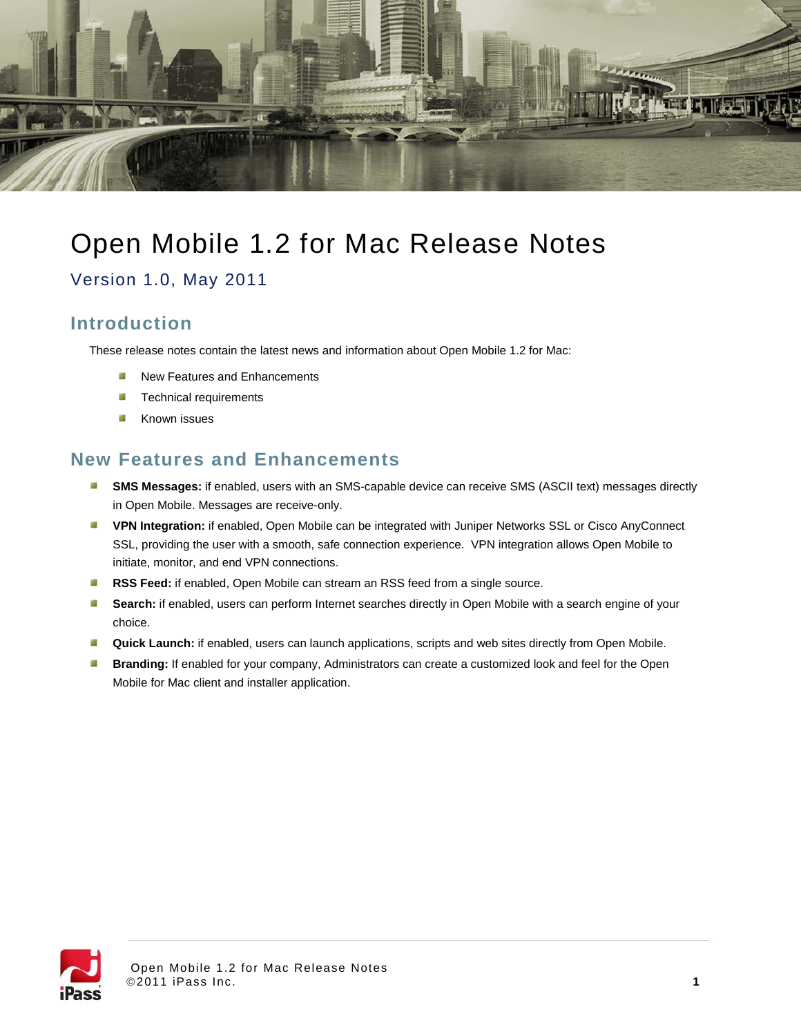# Open Mobile 1.2 for Mac Release Notes

## Version 1.0, May 2011

## Introduction

These release notes contain the latest news and information about Open Mobile 1.2 for Mac:

- New Features and Enhancements
- Technical requirements
- Known issues

## New Features and Enhancements

- **SMS Messages:** if enabled, users with an SMS-capable device can receive SMS (ASCII text) messages directly in Open Mobile. Messages are receive-only.
- **VPN Integration:** if enabled, Open Mobile can be integrated with Juniper Networks SSL or Cisco AnyConnect SSL, providing the user with a smooth, safe connection experience. VPN integration allows Open Mobile to initiate, monitor, and end VPN connections.
- **RSS Feed:** if enabled, Open Mobile can stream an RSS feed from a single source.
- **Search:** if enabled, users can perform Internet searches directly in Open Mobile with a search engine of your choice.
- **Quick Launch:** if enabled, users can launch applications, scripts and web sites directly from Open Mobile.
- **Branding:** If enabled for your company, Administrators can create a customized look and feel for the Open Mobile for Mac client and installer application.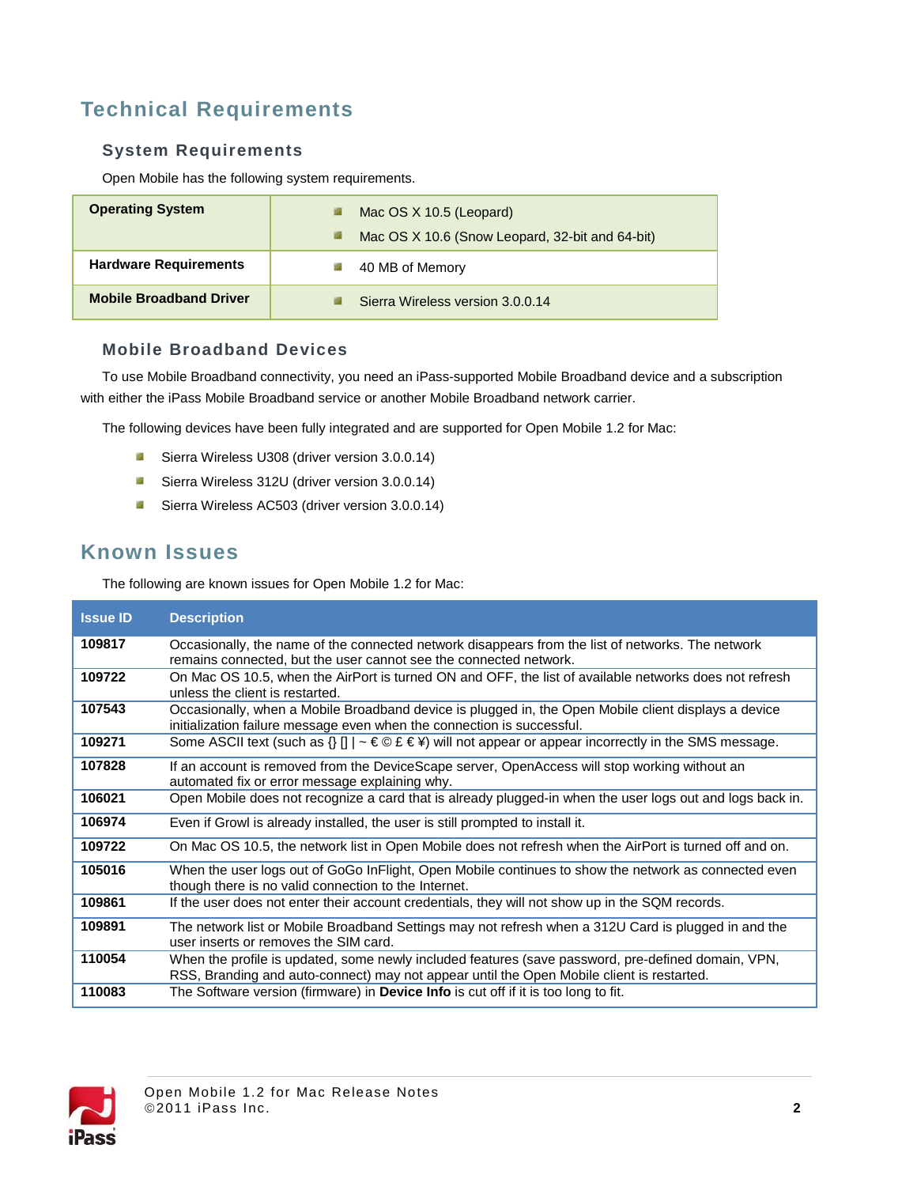# Technical Requirements

## System Requirements

Open Mobile has the following system requirements.

| | |
|---|---|
| **Operating System** | - Mac OS X 10.5 (Leopard)<br>- Mac OS X 10.6 (Snow Leopard, 32-bit and 64-bit) |
| **Hardware Requirements** | - 40 MB of Memory |
| **Mobile Broadband Driver** | - Sierra Wireless version 3.0.0.14 |

## Mobile Broadband Devices

To use Mobile Broadband connectivity, you need an iPass-supported Mobile Broadband device and a subscription with either the iPass Mobile Broadband service or another Mobile Broadband network carrier.

The following devices have been fully integrated and are supported for Open Mobile 1.2 for Mac:

- Sierra Wireless U308 (driver version 3.0.0.14)
- Sierra Wireless 312U (driver version 3.0.0.14)
- Sierra Wireless AC503 (driver version 3.0.0.14)

# Known Issues

The following are known issues for Open Mobile 1.2 for Mac:

| Issue ID | Description |
|---|---|
| **109817** | Occasionally, the name of the connected network disappears from the list of networks. The network remains connected, but the user cannot see the connected network. |
| **109722** | On Mac OS 10.5, when the AirPort is turned ON and OFF, the list of available networks does not refresh unless the client is restarted. |
| **107543** | Occasionally, when a Mobile Broadband device is plugged in, the Open Mobile client displays a device initialization failure message even when the connection is successful. |
| **109271** | Some ASCII text (such as {} [] \| ~ € © £ € ¥) will not appear or appear incorrectly in the SMS message. |
| **107828** | If an account is removed from the DeviceScape server, OpenAccess will stop working without an automated fix or error message explaining why. |
| **106021** | Open Mobile does not recognize a card that is already plugged-in when the user logs out and logs back in. |
| **106974** | Even if Growl is already installed, the user is still prompted to install it. |
| **109722** | On Mac OS 10.5, the network list in Open Mobile does not refresh when the AirPort is turned off and on. |
| **105016** | When the user logs out of GoGo InFlight, Open Mobile continues to show the network as connected even though there is no valid connection to the Internet. |
| **109861** | If the user does not enter their account credentials, they will not show up in the SQM records. |
| **109891** | The network list or Mobile Broadband Settings may not refresh when a 312U Card is plugged in and the user inserts or removes the SIM card. |
| **110054** | When the profile is updated, some newly included features (save password, pre-defined domain, VPN, RSS, Branding and auto-connect) may not appear until the Open Mobile client is restarted. |
| **110083** | The Software version (firmware) in **Device Info** is cut off if it is too long to fit. |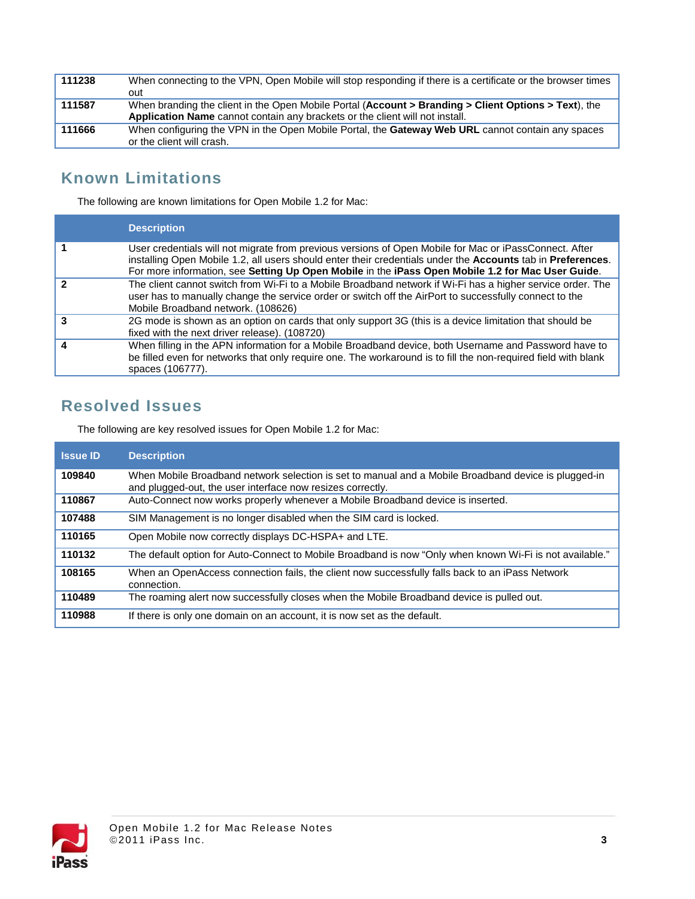| | |
|---|---|
| **111238** | When connecting to the VPN, Open Mobile will stop responding if there is a certificate or the browser times out |
| **111587** | When branding the client in the Open Mobile Portal (**Account > Branding > Client Options > Text**), the **Application Name** cannot contain any brackets or the client will not install. |
| **111666** | When configuring the VPN in the Open Mobile Portal, the **Gateway Web URL** cannot contain any spaces or the client will crash. |

## Known Limitations

The following are known limitations for Open Mobile 1.2 for Mac:

| | Description |
|---|---|
| **1** | User credentials will not migrate from previous versions of Open Mobile for Mac or iPassConnect. After installing Open Mobile 1.2, all users should enter their credentials under the **Accounts** tab in **Preferences**. For more information, see **Setting Up Open Mobile** in the **iPass Open Mobile 1.2 for Mac User Guide**. |
| **2** | The client cannot switch from Wi-Fi to a Mobile Broadband network if Wi-Fi has a higher service order. The user has to manually change the service order or switch off the AirPort to successfully connect to the Mobile Broadband network. (108626) |
| **3** | 2G mode is shown as an option on cards that only support 3G (this is a device limitation that should be fixed with the next driver release). (108720) |
| **4** | When filling in the APN information for a Mobile Broadband device, both Username and Password have to be filled even for networks that only require one. The workaround is to fill the non-required field with blank spaces (106777). |

## Resolved Issues

The following are key resolved issues for Open Mobile 1.2 for Mac:

| Issue ID | Description |
|---|---|
| **109840** | When Mobile Broadband network selection is set to manual and a Mobile Broadband device is plugged-in and plugged-out, the user interface now resizes correctly. |
| **110867** | Auto-Connect now works properly whenever a Mobile Broadband device is inserted. |
| **107488** | SIM Management is no longer disabled when the SIM card is locked. |
| **110165** | Open Mobile now correctly displays DC-HSPA+ and LTE. |
| **110132** | The default option for Auto-Connect to Mobile Broadband is now "Only when known Wi-Fi is not available." |
| **108165** | When an OpenAccess connection fails, the client now successfully falls back to an iPass Network connection. |
| **110489** | The roaming alert now successfully closes when the Mobile Broadband device is pulled out. |
| **110988** | If there is only one domain on an account, it is now set as the default. |